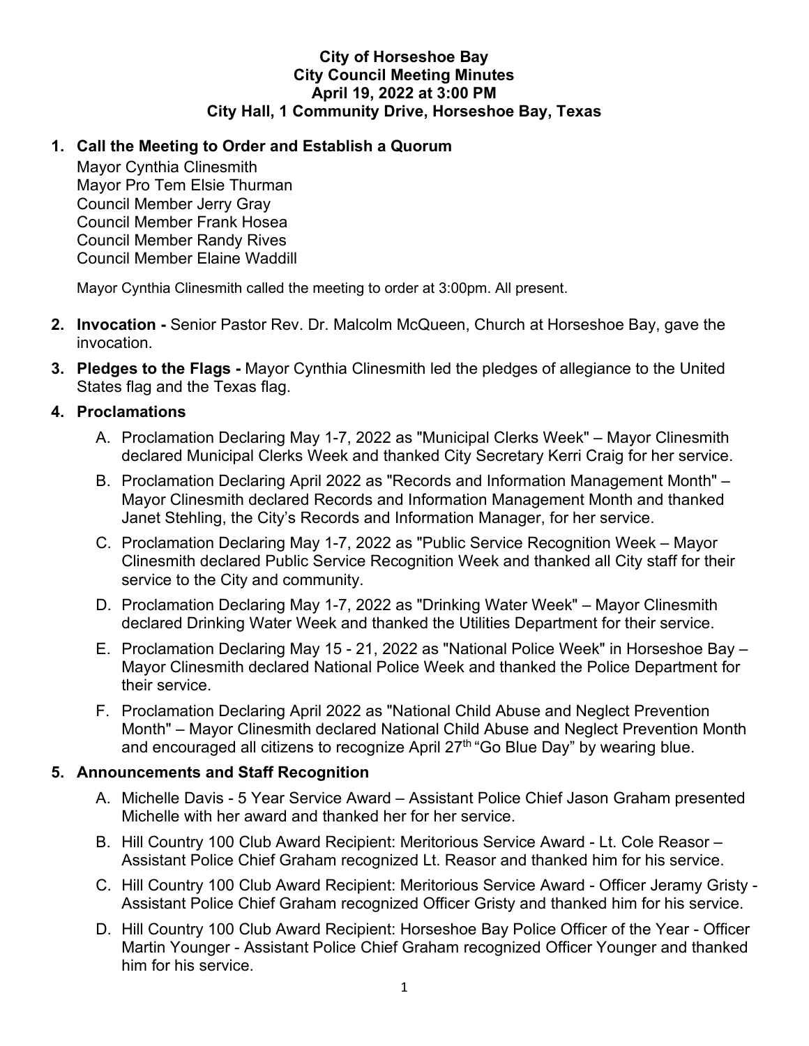**City of Horseshoe Bay**
**City Council Meeting Minutes**
**April 19, 2022 at 3:00 PM**
**City Hall, 1 Community Drive, Horseshoe Bay, Texas**

1. **Call the Meeting to Order and Establish a Quorum**

   Mayor Cynthia Clinesmith
   Mayor Pro Tem Elsie Thurman
   Council Member Jerry Gray
   Council Member Frank Hosea
   Council Member Randy Rives
   Council Member Elaine Waddill

   Mayor Cynthia Clinesmith called the meeting to order at 3:00pm. All present.

2. **Invocation -** Senior Pastor Rev. Dr. Malcolm McQueen, Church at Horseshoe Bay, gave the invocation.

3. **Pledges to the Flags -** Mayor Cynthia Clinesmith led the pledges of allegiance to the United States flag and the Texas flag.

4. **Proclamations**

   A. Proclamation Declaring May 1-7, 2022 as "Municipal Clerks Week" – Mayor Clinesmith declared Municipal Clerks Week and thanked City Secretary Kerri Craig for her service.

   B. Proclamation Declaring April 2022 as "Records and Information Management Month" – Mayor Clinesmith declared Records and Information Management Month and thanked Janet Stehling, the City's Records and Information Manager, for her service.

   C. Proclamation Declaring May 1-7, 2022 as "Public Service Recognition Week – Mayor Clinesmith declared Public Service Recognition Week and thanked all City staff for their service to the City and community.

   D. Proclamation Declaring May 1-7, 2022 as "Drinking Water Week" – Mayor Clinesmith declared Drinking Water Week and thanked the Utilities Department for their service.

   E. Proclamation Declaring May 15 - 21, 2022 as "National Police Week" in Horseshoe Bay – Mayor Clinesmith declared National Police Week and thanked the Police Department for their service.

   F. Proclamation Declaring April 2022 as "National Child Abuse and Neglect Prevention Month" – Mayor Clinesmith declared National Child Abuse and Neglect Prevention Month and encouraged all citizens to recognize April 27th "Go Blue Day" by wearing blue.

5. **Announcements and Staff Recognition**

   A. Michelle Davis - 5 Year Service Award – Assistant Police Chief Jason Graham presented Michelle with her award and thanked her for her service.

   B. Hill Country 100 Club Award Recipient: Meritorious Service Award - Lt. Cole Reasor – Assistant Police Chief Graham recognized Lt. Reasor and thanked him for his service.

   C. Hill Country 100 Club Award Recipient: Meritorious Service Award - Officer Jeramy Gristy - Assistant Police Chief Graham recognized Officer Gristy and thanked him for his service.

   D. Hill Country 100 Club Award Recipient: Horseshoe Bay Police Officer of the Year - Officer Martin Younger - Assistant Police Chief Graham recognized Officer Younger and thanked him for his service.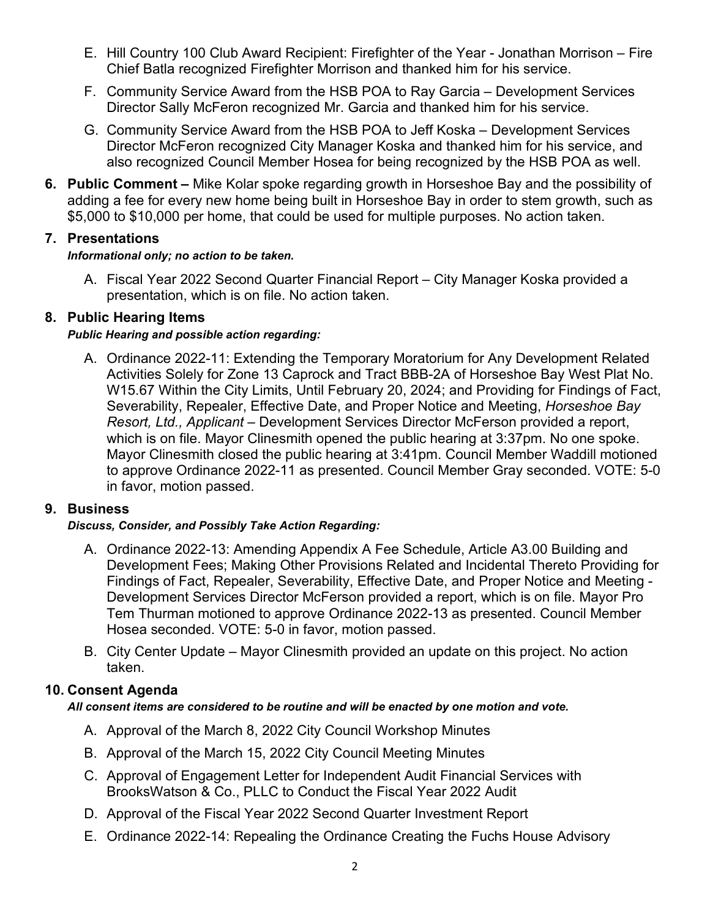E. Hill Country 100 Club Award Recipient: Firefighter of the Year - Jonathan Morrison – Fire Chief Batla recognized Firefighter Morrison and thanked him for his service.

F. Community Service Award from the HSB POA to Ray Garcia – Development Services Director Sally McFeron recognized Mr. Garcia and thanked him for his service.

G. Community Service Award from the HSB POA to Jeff Koska – Development Services Director McFeron recognized City Manager Koska and thanked him for his service, and also recognized Council Member Hosea for being recognized by the HSB POA as well.

**6. Public Comment –** Mike Kolar spoke regarding growth in Horseshoe Bay and the possibility of adding a fee for every new home being built in Horseshoe Bay in order to stem growth, such as $5,000 to $10,000 per home, that could be used for multiple purposes. No action taken.

**7. Presentations**

***Informational only; no action to be taken.***

A. Fiscal Year 2022 Second Quarter Financial Report – City Manager Koska provided a presentation, which is on file. No action taken.

**8. Public Hearing Items**

***Public Hearing and possible action regarding:***

A. Ordinance 2022-11: Extending the Temporary Moratorium for Any Development Related Activities Solely for Zone 13 Caprock and Tract BBB-2A of Horseshoe Bay West Plat No. W15.67 Within the City Limits, Until February 20, 2024; and Providing for Findings of Fact, Severability, Repealer, Effective Date, and Proper Notice and Meeting, *Horseshoe Bay Resort, Ltd., Applicant* – Development Services Director McFerson provided a report, which is on file. Mayor Clinesmith opened the public hearing at 3:37pm. No one spoke. Mayor Clinesmith closed the public hearing at 3:41pm. Council Member Waddill motioned to approve Ordinance 2022-11 as presented. Council Member Gray seconded. VOTE: 5-0 in favor, motion passed.

**9. Business**

***Discuss, Consider, and Possibly Take Action Regarding:***

A. Ordinance 2022-13: Amending Appendix A Fee Schedule, Article A3.00 Building and Development Fees; Making Other Provisions Related and Incidental Thereto Providing for Findings of Fact, Repealer, Severability, Effective Date, and Proper Notice and Meeting - Development Services Director McFerson provided a report, which is on file. Mayor Pro Tem Thurman motioned to approve Ordinance 2022-13 as presented. Council Member Hosea seconded. VOTE: 5-0 in favor, motion passed.

B. City Center Update – Mayor Clinesmith provided an update on this project. No action taken.

**10. Consent Agenda**

***All consent items are considered to be routine and will be enacted by one motion and vote.***

A. Approval of the March 8, 2022 City Council Workshop Minutes

B. Approval of the March 15, 2022 City Council Meeting Minutes

C. Approval of Engagement Letter for Independent Audit Financial Services with BrooksWatson & Co., PLLC to Conduct the Fiscal Year 2022 Audit

D. Approval of the Fiscal Year 2022 Second Quarter Investment Report

E. Ordinance 2022-14: Repealing the Ordinance Creating the Fuchs House Advisory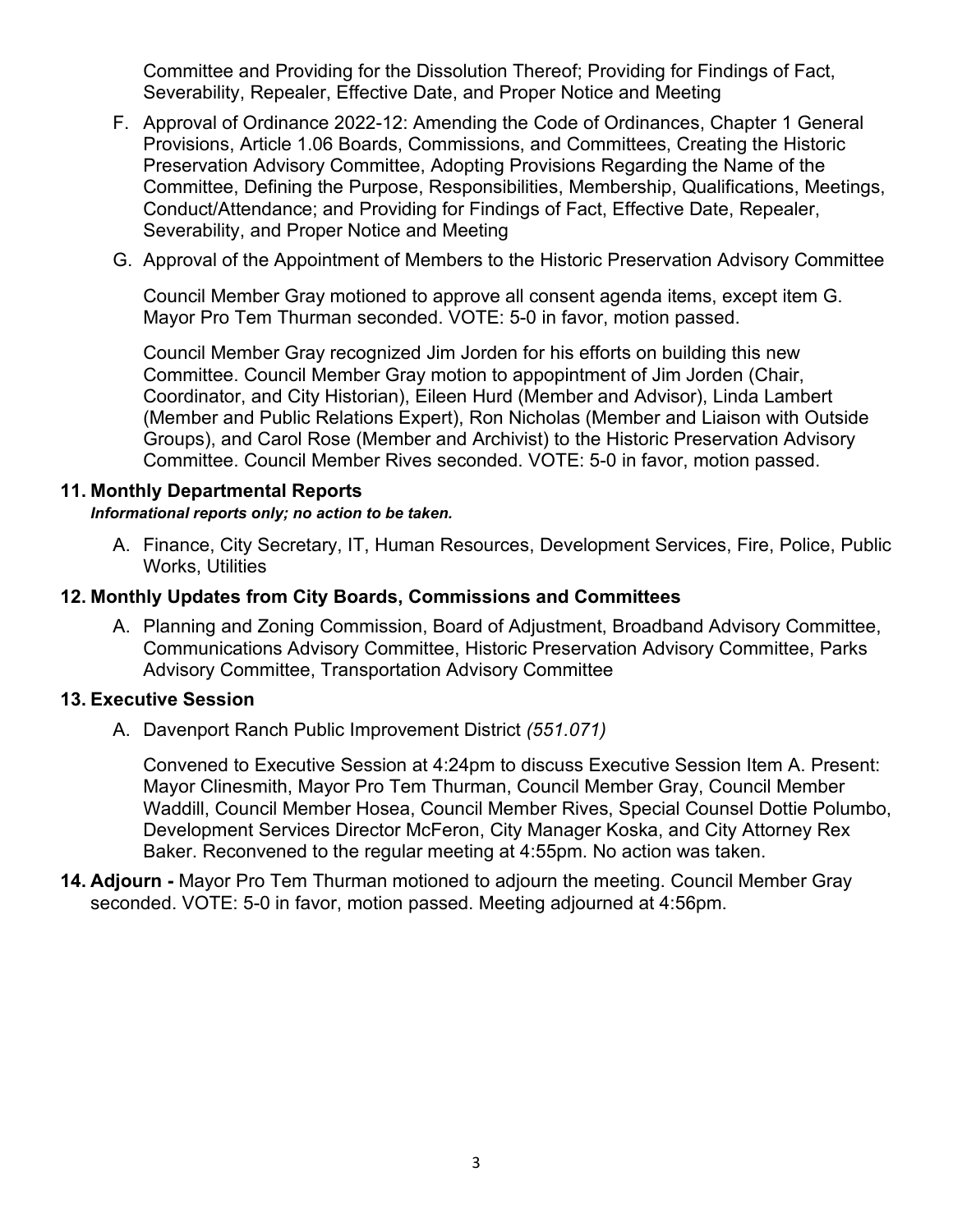Committee and Providing for the Dissolution Thereof; Providing for Findings of Fact, Severability, Repealer, Effective Date, and Proper Notice and Meeting

F. Approval of Ordinance 2022-12: Amending the Code of Ordinances, Chapter 1 General Provisions, Article 1.06 Boards, Commissions, and Committees, Creating the Historic Preservation Advisory Committee, Adopting Provisions Regarding the Name of the Committee, Defining the Purpose, Responsibilities, Membership, Qualifications, Meetings, Conduct/Attendance; and Providing for Findings of Fact, Effective Date, Repealer, Severability, and Proper Notice and Meeting

G. Approval of the Appointment of Members to the Historic Preservation Advisory Committee

Council Member Gray motioned to approve all consent agenda items, except item G. Mayor Pro Tem Thurman seconded. VOTE: 5-0 in favor, motion passed.

Council Member Gray recognized Jim Jorden for his efforts on building this new Committee. Council Member Gray motion to appopintment of Jim Jorden (Chair, Coordinator, and City Historian), Eileen Hurd (Member and Advisor), Linda Lambert (Member and Public Relations Expert), Ron Nicholas (Member and Liaison with Outside Groups), and Carol Rose (Member and Archivist) to the Historic Preservation Advisory Committee. Council Member Rives seconded. VOTE: 5-0 in favor, motion passed.

**11. Monthly Departmental Reports**

***Informational reports only; no action to be taken.***

A. Finance, City Secretary, IT, Human Resources, Development Services, Fire, Police, Public Works, Utilities

**12. Monthly Updates from City Boards, Commissions and Committees**

A. Planning and Zoning Commission, Board of Adjustment, Broadband Advisory Committee, Communications Advisory Committee, Historic Preservation Advisory Committee, Parks Advisory Committee, Transportation Advisory Committee

**13. Executive Session**

A. Davenport Ranch Public Improvement District *(551.071)*

Convened to Executive Session at 4:24pm to discuss Executive Session Item A. Present: Mayor Clinesmith, Mayor Pro Tem Thurman, Council Member Gray, Council Member Waddill, Council Member Hosea, Council Member Rives, Special Counsel Dottie Polumbo, Development Services Director McFeron, City Manager Koska, and City Attorney Rex Baker. Reconvened to the regular meeting at 4:55pm. No action was taken.

**14. Adjourn -** Mayor Pro Tem Thurman motioned to adjourn the meeting. Council Member Gray seconded. VOTE: 5-0 in favor, motion passed. Meeting adjourned at 4:56pm.